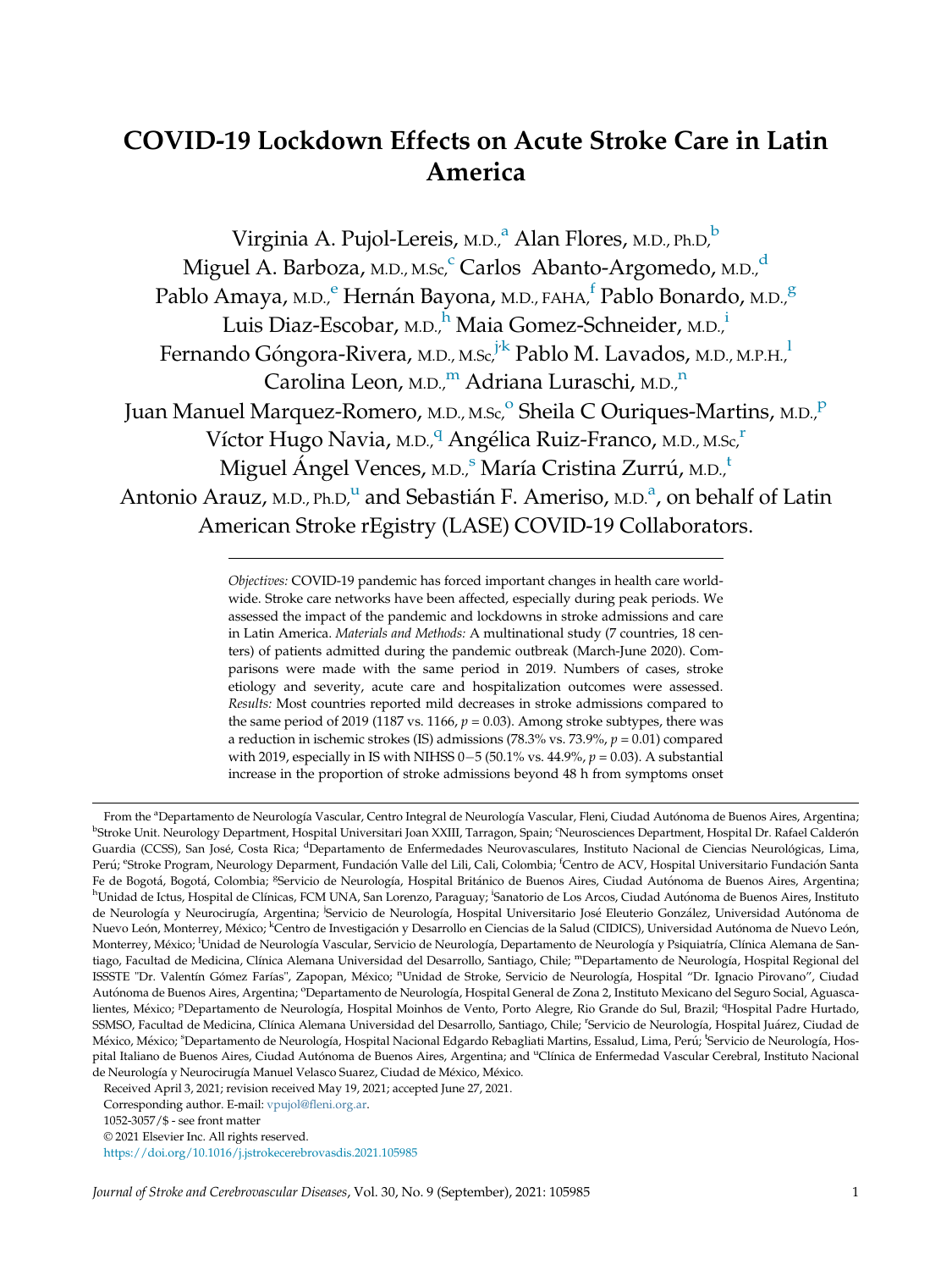# COVID-19 Lockdown Effects on Acute Stroke Care in Latin America

Virginia A. Pujol-Lereis, M.D.,[a] Alan Flores, M.D., Ph.D,[b] Miguel A. Barboza, M.D., M.Sc,[c] Carlos Abanto-Argomedo, M.D.,[d] Pablo Amaya, M.D.,[e] Hernán Bayona, M.D., FAHA,[f] Pablo Bonardo, M.D.,[g] Luis Diaz-Escobar, M.D.,[h] Maia Gomez-Schneider, M.D.,[i] Fernando Góngora-Rivera, M.D., M.Sc,[j,k] Pablo M. Lavados, M.D., M.P.H.,[l] Carolina Leon, M.D.,[m] Adriana Luraschi, M.D.,[n] Juan Manuel Marquez-Romero, M.D., M.Sc,[o] Sheila C Ouriques-Martins, M.D.,[p] Víctor Hugo Navia, M.D.,[q] Angélica Ruiz-Franco, M.D., M.Sc,[r] Miguel Ángel Vences, M.D.,[s] María Cristina Zurrú, M.D.,[t] Antonio Arauz, M.D., Ph.D,[u] and Sebastián F. Ameriso, M.D.[a], on behalf of Latin American Stroke rEgistry (LASE) COVID-19 Collaborators.

*Objectives:* COVID-19 pandemic has forced important changes in health care worldwide. Stroke care networks have been affected, especially during peak periods. We assessed the impact of the pandemic and lockdowns in stroke admissions and care in Latin America. *Materials and Methods:* A multinational study (7 countries, 18 centers) of patients admitted during the pandemic outbreak (March-June 2020). Comparisons were made with the same period in 2019. Numbers of cases, stroke etiology and severity, acute care and hospitalization outcomes were assessed. *Results:* Most countries reported mild decreases in stroke admissions compared to the same period of 2019 (1187 vs. 1166, $p = 0.03$). Among stroke subtypes, there was a reduction in ischemic strokes (IS) admissions (78.3% vs. 73.9%, $p = 0.01$) compared with 2019, especially in IS with NIHSS 0−5 (50.1% vs. 44.9%, $p = 0.03$). A substantial increase in the proportion of stroke admissions beyond 48 h from symptoms onset

From the [a]Departamento de Neurología Vascular, Centro Integral de Neurología Vascular, Fleni, Ciudad Autónoma de Buenos Aires, Argentina; [b]Stroke Unit. Neurology Department, Hospital Universitari Joan XXIII, Tarragon, Spain; [c]Neurosciences Department, Hospital Dr. Rafael Calderón Guardia (CCSS), San José, Costa Rica; [d]Departamento de Enfermedades Neurovasculares, Instituto Nacional de Ciencias Neurológicas, Lima, Perú; [e]Stroke Program, Neurology Deparment, Fundación Valle del Lili, Cali, Colombia; [f]Centro de ACV, Hospital Universitario Fundación Santa Fe de Bogotá, Bogotá, Colombia; [g]Servicio de Neurología, Hospital Británico de Buenos Aires, Ciudad Autónoma de Buenos Aires, Argentina; [h]Unidad de Ictus, Hospital de Clínicas, FCM UNA, San Lorenzo, Paraguay; [i]Sanatorio de Los Arcos, Ciudad Autónoma de Buenos Aires, Instituto de Neurología y Neurocirugía, Argentina; [j]Servicio de Neurología, Hospital Universitario José Eleuterio González, Universidad Autónoma de Nuevo León, Monterrey, México; [k]Centro de Investigación y Desarrollo en Ciencias de la Salud (CIDICS), Universidad Autónoma de Nuevo León, Monterrey, México; [l]Unidad de Neurología Vascular, Servicio de Neurología, Departamento de Neurología y Psiquiatría, Clínica Alemana de Santiago, Facultad de Medicina, Clínica Alemana Universidad del Desarrollo, Santiago, Chile; [m]Departamento de Neurología, Hospital Regional del ISSSTE "Dr. Valentín Gómez Farías", Zapopan, México; [n]Unidad de Stroke, Servicio de Neurología, Hospital "Dr. Ignacio Pirovano", Ciudad Autónoma de Buenos Aires, Argentina; [o]Departamento de Neurología, Hospital General de Zona 2, Instituto Mexicano del Seguro Social, Aguascalientes, México; [p]Departamento de Neurología, Hospital Moinhos de Vento, Porto Alegre, Rio Grande do Sul, Brazil; [q]Hospital Padre Hurtado, SSMSO, Facultad de Medicina, Clínica Alemana Universidad del Desarrollo, Santiago, Chile; [r]Servicio de Neurología, Hospital Juárez, Ciudad de México, México; [s]Departamento de Neurología, Hospital Nacional Edgardo Rebagliati Martins, Essalud, Lima, Perú; [t]Servicio de Neurología, Hospital Italiano de Buenos Aires, Ciudad Autónoma de Buenos Aires, Argentina; and [u]Clínica de Enfermedad Vascular Cerebral, Instituto Nacional de Neurología y Neurocirugía Manuel Velasco Suarez, Ciudad de México, México.

Received April 3, 2021; revision received May 19, 2021; accepted June 27, 2021.

Corresponding author. E-mail: vpujol@fleni.org.ar.

1052-3057/$ - see front matter

© 2021 Elsevier Inc. All rights reserved.

https://doi.org/10.1016/j.jstrokecerebrovasdis.2021.105985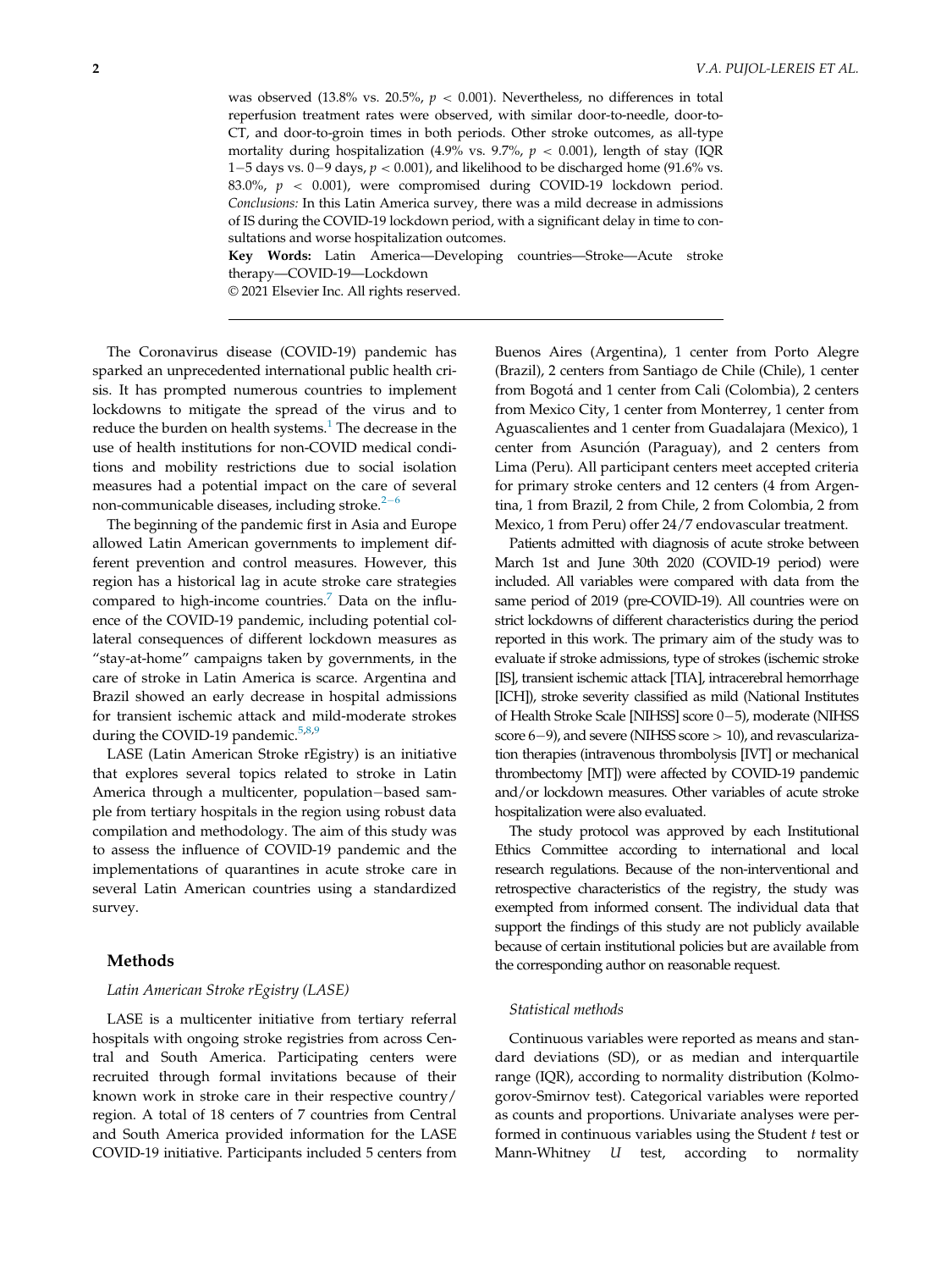was observed (13.8% vs. 20.5%, $p < 0.001$). Nevertheless, no differences in total reperfusion treatment rates were observed, with similar door-to-needle, door-to-CT, and door-to-groin times in both periods. Other stroke outcomes, as all-type mortality during hospitalization (4.9% vs. 9.7%, $p < 0.001$), length of stay (IQR 1−5 days vs. 0−9 days, $p < 0.001$), and likelihood to be discharged home (91.6% vs. 83.0%, $p < 0.001$), were compromised during COVID-19 lockdown period. *Conclusions:* In this Latin America survey, there was a mild decrease in admissions of IS during the COVID-19 lockdown period, with a significant delay in time to consultations and worse hospitalization outcomes.

**Key Words:** Latin America—Developing countries—Stroke—Acute stroke therapy—COVID-19—Lockdown

© 2021 Elsevier Inc. All rights reserved.

The Coronavirus disease (COVID-19) pandemic has sparked an unprecedented international public health crisis. It has prompted numerous countries to implement lockdowns to mitigate the spread of the virus and to reduce the burden on health systems.[1] The decrease in the use of health institutions for non-COVID medical conditions and mobility restrictions due to social isolation measures had a potential impact on the care of several non-communicable diseases, including stroke.[2−6]

The beginning of the pandemic first in Asia and Europe allowed Latin American governments to implement different prevention and control measures. However, this region has a historical lag in acute stroke care strategies compared to high-income countries.[7] Data on the influence of the COVID-19 pandemic, including potential collateral consequences of different lockdown measures as "stay-at-home" campaigns taken by governments, in the care of stroke in Latin America is scarce. Argentina and Brazil showed an early decrease in hospital admissions for transient ischemic attack and mild-moderate strokes during the COVID-19 pandemic.[5,8,9]

LASE (Latin American Stroke rEgistry) is an initiative that explores several topics related to stroke in Latin America through a multicenter, population−based sample from tertiary hospitals in the region using robust data compilation and methodology. The aim of this study was to assess the influence of COVID-19 pandemic and the implementations of quarantines in acute stroke care in several Latin American countries using a standardized survey.

## Methods

### *Latin American Stroke rEgistry (LASE)*

LASE is a multicenter initiative from tertiary referral hospitals with ongoing stroke registries from across Central and South America. Participating centers were recruited through formal invitations because of their known work in stroke care in their respective country/region. A total of 18 centers of 7 countries from Central and South America provided information for the LASE COVID-19 initiative. Participants included 5 centers from Buenos Aires (Argentina), 1 center from Porto Alegre (Brazil), 2 centers from Santiago de Chile (Chile), 1 center from Bogotá and 1 center from Cali (Colombia), 2 centers from Mexico City, 1 center from Monterrey, 1 center from Aguascalientes and 1 center from Guadalajara (Mexico), 1 center from Asunción (Paraguay), and 2 centers from Lima (Peru). All participant centers meet accepted criteria for primary stroke centers and 12 centers (4 from Argentina, 1 from Brazil, 2 from Chile, 2 from Colombia, 2 from Mexico, 1 from Peru) offer 24/7 endovascular treatment.

Patients admitted with diagnosis of acute stroke between March 1st and June 30th 2020 (COVID-19 period) were included. All variables were compared with data from the same period of 2019 (pre-COVID-19). All countries were on strict lockdowns of different characteristics during the period reported in this work. The primary aim of the study was to evaluate if stroke admissions, type of strokes (ischemic stroke [IS], transient ischemic attack [TIA], intracerebral hemorrhage [ICH]), stroke severity classified as mild (National Institutes of Health Stroke Scale [NIHSS] score 0−5), moderate (NIHSS score 6−9), and severe (NIHSS score > 10), and revascularization therapies (intravenous thrombolysis [IVT] or mechanical thrombectomy [MT]) were affected by COVID-19 pandemic and/or lockdown measures. Other variables of acute stroke hospitalization were also evaluated.

The study protocol was approved by each Institutional Ethics Committee according to international and local research regulations. Because of the non-interventional and retrospective characteristics of the registry, the study was exempted from informed consent. The individual data that support the findings of this study are not publicly available because of certain institutional policies but are available from the corresponding author on reasonable request.

### *Statistical methods*

Continuous variables were reported as means and standard deviations (SD), or as median and interquartile range (IQR), according to normality distribution (Kolmogorov-Smirnov test). Categorical variables were reported as counts and proportions. Univariate analyses were performed in continuous variables using the Student *t* test or Mann-Whitney *U* test, according to normality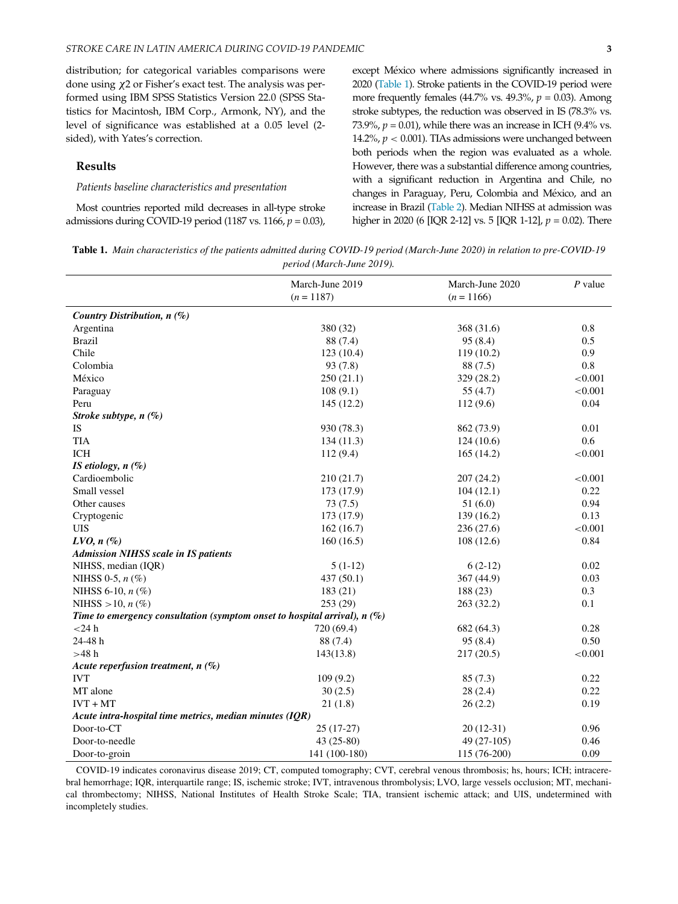distribution; for categorical variables comparisons were done using χ2 or Fisher's exact test. The analysis was performed using IBM SPSS Statistics Version 22.0 (SPSS Statistics for Macintosh, IBM Corp., Armonk, NY), and the level of significance was established at a 0.05 level (2-sided), with Yates's correction.

## Results

### Patients baseline characteristics and presentation

Most countries reported mild decreases in all-type stroke admissions during COVID-19 period (1187 vs. 1166, $p = 0.03$), except México where admissions significantly increased in 2020 (Table 1). Stroke patients in the COVID-19 period were more frequently females (44.7% vs. 49.3%, $p = 0.03$). Among stroke subtypes, the reduction was observed in IS (78.3% vs. 73.9%, $p = 0.01$), while there was an increase in ICH (9.4% vs. 14.2%, $p < 0.001$). TIAs admissions were unchanged between both periods when the region was evaluated as a whole. However, there was a substantial difference among countries, with a significant reduction in Argentina and Chile, no changes in Paraguay, Peru, Colombia and México, and an increase in Brazil (Table 2). Median NIHSS at admission was higher in 2020 (6 [IQR 2-12] vs. 5 [IQR 1-12], $p = 0.02$). There

**Table 1.** *Main characteristics of the patients admitted during COVID-19 period (March-June 2020) in relation to pre-COVID-19 period (March-June 2019).*

| | March-June 2019 (*n* = 1187) | March-June 2020 (*n* = 1166) | *P* value |
|---|---|---|---|
| ***Country Distribution, n (%)*** | | | |
| Argentina | 380 (32) | 368 (31.6) | 0.8 |
| Brazil | 88 (7.4) | 95 (8.4) | 0.5 |
| Chile | 123 (10.4) | 119 (10.2) | 0.9 |
| Colombia | 93 (7.8) | 88 (7.5) | 0.8 |
| México | 250 (21.1) | 329 (28.2) | <0.001 |
| Paraguay | 108 (9.1) | 55 (4.7) | <0.001 |
| Peru | 145 (12.2) | 112 (9.6) | 0.04 |
| ***Stroke subtype, n (%)*** | | | |
| IS | 930 (78.3) | 862 (73.9) | 0.01 |
| TIA | 134 (11.3) | 124 (10.6) | 0.6 |
| ICH | 112 (9.4) | 165 (14.2) | <0.001 |
| ***IS etiology, n (%)*** | | | |
| Cardioembolic | 210 (21.7) | 207 (24.2) | <0.001 |
| Small vessel | 173 (17.9) | 104 (12.1) | 0.22 |
| Other causes | 73 (7.5) | 51 (6.0) | 0.94 |
| Cryptogenic | 173 (17.9) | 139 (16.2) | 0.13 |
| UIS | 162 (16.7) | 236 (27.6) | <0.001 |
| ***LVO, n (%)*** | 160 (16.5) | 108 (12.6) | 0.84 |
| ***Admission NIHSS scale in IS patients*** | | | |
| NIHSS, median (IQR) | 5 (1-12) | 6 (2-12) | 0.02 |
| NIHSS 0-5, *n* (%) | 437 (50.1) | 367 (44.9) | 0.03 |
| NIHSS 6-10, *n* (%) | 183 (21) | 188 (23) | 0.3 |
| NIHSS >10, *n* (%) | 253 (29) | 263 (32.2) | 0.1 |
| ***Time to emergency consultation (symptom onset to hospital arrival), n (%)*** | | | |
| <24 h | 720 (69.4) | 682 (64.3) | 0.28 |
| 24-48 h | 88 (7.4) | 95 (8.4) | 0.50 |
| >48 h | 143(13.8) | 217 (20.5) | <0.001 |
| ***Acute reperfusion treatment, n (%)*** | | | |
| IVT | 109 (9.2) | 85 (7.3) | 0.22 |
| MT alone | 30 (2.5) | 28 (2.4) | 0.22 |
| IVT + MT | 21 (1.8) | 26 (2.2) | 0.19 |
| ***Acute intra-hospital time metrics, median minutes (IQR)*** | | | |
| Door-to-CT | 25 (17-27) | 20 (12-31) | 0.96 |
| Door-to-needle | 43 (25-80) | 49 (27-105) | 0.46 |
| Door-to-groin | 141 (100-180) | 115 (76-200) | 0.09 |

COVID-19 indicates coronavirus disease 2019; CT, computed tomography; CVT, cerebral venous thrombosis; hs, hours; ICH; intracerebral hemorrhage; IQR, interquartile range; IS, ischemic stroke; IVT, intravenous thrombolysis; LVO, large vessels occlusion; MT, mechanical thrombectomy; NIHSS, National Institutes of Health Stroke Scale; TIA, transient ischemic attack; and UIS, undetermined with incompletely studies.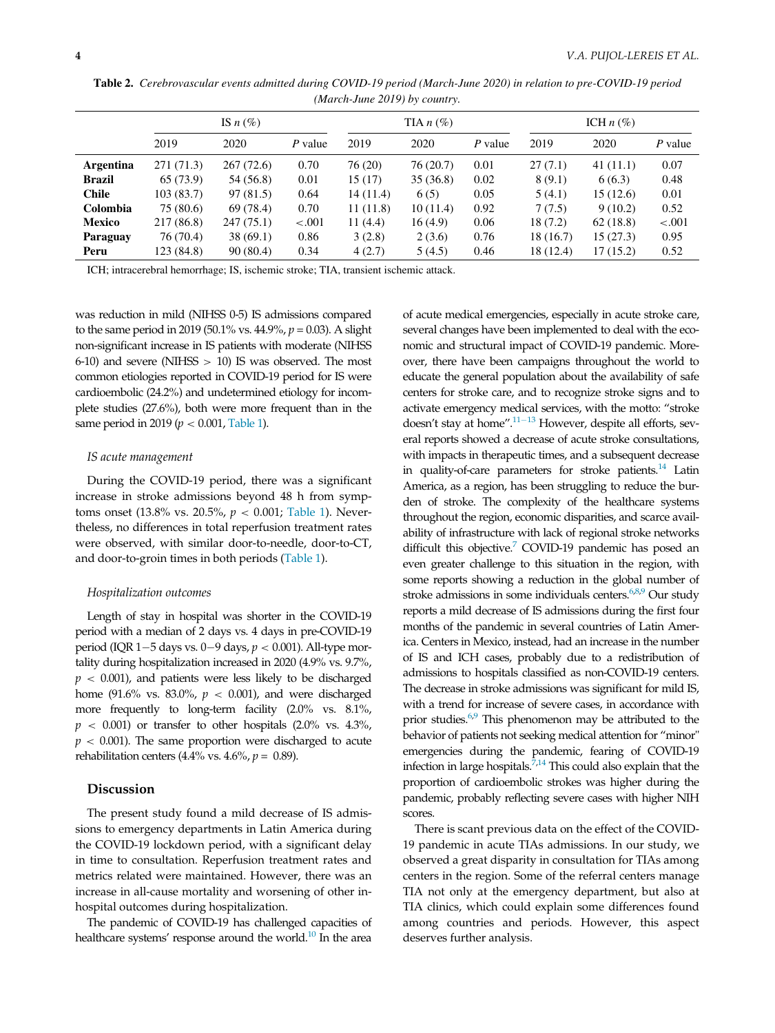**Table 2.** *Cerebrovascular events admitted during COVID-19 period (March-June 2020) in relation to pre-COVID-19 period (March-June 2019) by country.*

| | IS n (%) | | | TIA n (%) | | | ICH n (%) | | |
|---|---|---|---|---|---|---|---|---|---|
| | 2019 | 2020 | P value | 2019 | 2020 | P value | 2019 | 2020 | P value |
| **Argentina** | 271 (71.3) | 267 (72.6) | 0.70 | 76 (20) | 76 (20.7) | 0.01 | 27 (7.1) | 41 (11.1) | 0.07 |
| **Brazil** | 65 (73.9) | 54 (56.8) | 0.01 | 15 (17) | 35 (36.8) | 0.02 | 8 (9.1) | 6 (6.3) | 0.48 |
| **Chile** | 103 (83.7) | 97 (81.5) | 0.64 | 14 (11.4) | 6 (5) | 0.05 | 5 (4.1) | 15 (12.6) | 0.01 |
| **Colombia** | 75 (80.6) | 69 (78.4) | 0.70 | 11 (11.8) | 10 (11.4) | 0.92 | 7 (7.5) | 9 (10.2) | 0.52 |
| **Mexico** | 217 (86.8) | 247 (75.1) | <.001 | 11 (4.4) | 16 (4.9) | 0.06 | 18 (7.2) | 62 (18.8) | <.001 |
| **Paraguay** | 76 (70.4) | 38 (69.1) | 0.86 | 3 (2.8) | 2 (3.6) | 0.76 | 18 (16.7) | 15 (27.3) | 0.95 |
| **Peru** | 123 (84.8) | 90 (80.4) | 0.34 | 4 (2.7) | 5 (4.5) | 0.46 | 18 (12.4) | 17 (15.2) | 0.52 |

ICH; intracerebral hemorrhage; IS, ischemic stroke; TIA, transient ischemic attack.

was reduction in mild (NIHSS 0-5) IS admissions compared to the same period in 2019 (50.1% vs. 44.9%, $p = 0.03$). A slight non-significant increase in IS patients with moderate (NIHSS 6-10) and severe (NIHSS > 10) IS was observed. The most common etiologies reported in COVID-19 period for IS were cardioembolic (24.2%) and undetermined etiology for incomplete studies (27.6%), both were more frequent than in the same period in 2019 ($p < 0.001$, Table 1).

### *IS acute management*

During the COVID-19 period, there was a significant increase in stroke admissions beyond 48 h from symptoms onset (13.8% vs. 20.5%, $p < 0.001$; Table 1). Nevertheless, no differences in total reperfusion treatment rates were observed, with similar door-to-needle, door-to-CT, and door-to-groin times in both periods (Table 1).

### *Hospitalization outcomes*

Length of stay in hospital was shorter in the COVID-19 period with a median of 2 days vs. 4 days in pre-COVID-19 period (IQR 1−5 days vs. 0−9 days, $p < 0.001$). All-type mortality during hospitalization increased in 2020 (4.9% vs. 9.7%, $p < 0.001$), and patients were less likely to be discharged home (91.6% vs. 83.0%, $p < 0.001$), and were discharged more frequently to long-term facility (2.0% vs. 8.1%, $p < 0.001$) or transfer to other hospitals (2.0% vs. 4.3%, $p < 0.001$). The same proportion were discharged to acute rehabilitation centers (4.4% vs. 4.6%, $p = 0.89$).

## Discussion

The present study found a mild decrease of IS admissions to emergency departments in Latin America during the COVID-19 lockdown period, with a significant delay in time to consultation. Reperfusion treatment rates and metrics related were maintained. However, there was an increase in all-cause mortality and worsening of other in-hospital outcomes during hospitalization.

The pandemic of COVID-19 has challenged capacities of healthcare systems' response around the world.[10] In the area of acute medical emergencies, especially in acute stroke care, several changes have been implemented to deal with the economic and structural impact of COVID-19 pandemic. Moreover, there have been campaigns throughout the world to educate the general population about the availability of safe centers for stroke care, and to recognize stroke signs and to activate emergency medical services, with the motto: "stroke doesn't stay at home".[11−13] However, despite all efforts, several reports showed a decrease of acute stroke consultations, with impacts in therapeutic times, and a subsequent decrease in quality-of-care parameters for stroke patients.[14] Latin America, as a region, has been struggling to reduce the burden of stroke. The complexity of the healthcare systems throughout the region, economic disparities, and scarce availability of infrastructure with lack of regional stroke networks difficult this objective.[7] COVID-19 pandemic has posed an even greater challenge to this situation in the region, with some reports showing a reduction in the global number of stroke admissions in some individuals centers.[6,8,9] Our study reports a mild decrease of IS admissions during the first four months of the pandemic in several countries of Latin America. Centers in Mexico, instead, had an increase in the number of IS and ICH cases, probably due to a redistribution of admissions to hospitals classified as non-COVID-19 centers. The decrease in stroke admissions was significant for mild IS, with a trend for increase of severe cases, in accordance with prior studies.[6,9] This phenomenon may be attributed to the behavior of patients not seeking medical attention for "minor" emergencies during the pandemic, fearing of COVID-19 infection in large hospitals.[7,14] This could also explain that the proportion of cardioembolic strokes was higher during the pandemic, probably reflecting severe cases with higher NIH scores.

There is scant previous data on the effect of the COVID-19 pandemic in acute TIAs admissions. In our study, we observed a great disparity in consultation for TIAs among centers in the region. Some of the referral centers manage TIA not only at the emergency department, but also at TIA clinics, which could explain some differences found among countries and periods. However, this aspect deserves further analysis.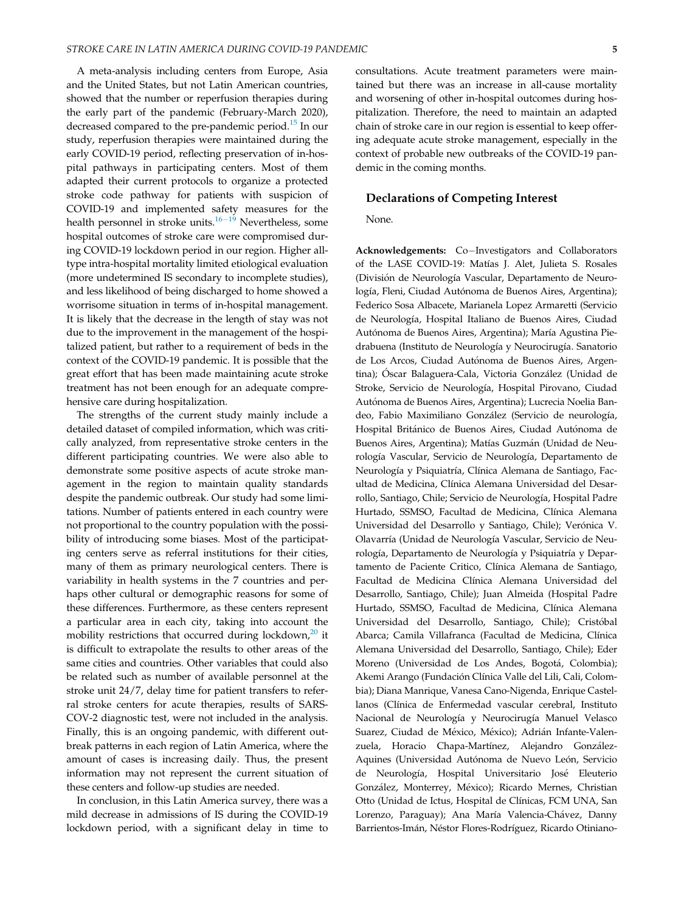A meta-analysis including centers from Europe, Asia and the United States, but not Latin American countries, showed that the number or reperfusion therapies during the early part of the pandemic (February-March 2020), decreased compared to the pre-pandemic period.[15] In our study, reperfusion therapies were maintained during the early COVID-19 period, reflecting preservation of in-hospital pathways in participating centers. Most of them adapted their current protocols to organize a protected stroke code pathway for patients with suspicion of COVID-19 and implemented safety measures for the health personnel in stroke units.[16−19] Nevertheless, some hospital outcomes of stroke care were compromised during COVID-19 lockdown period in our region. Higher all-type intra-hospital mortality limited etiological evaluation (more undetermined IS secondary to incomplete studies), and less likelihood of being discharged to home showed a worrisome situation in terms of in-hospital management. It is likely that the decrease in the length of stay was not due to the improvement in the management of the hospitalized patient, but rather to a requirement of beds in the context of the COVID-19 pandemic. It is possible that the great effort that has been made maintaining acute stroke treatment has not been enough for an adequate comprehensive care during hospitalization.

The strengths of the current study mainly include a detailed dataset of compiled information, which was critically analyzed, from representative stroke centers in the different participating countries. We were also able to demonstrate some positive aspects of acute stroke management in the region to maintain quality standards despite the pandemic outbreak. Our study had some limitations. Number of patients entered in each country were not proportional to the country population with the possibility of introducing some biases. Most of the participating centers serve as referral institutions for their cities, many of them as primary neurological centers. There is variability in health systems in the 7 countries and perhaps other cultural or demographic reasons for some of these differences. Furthermore, as these centers represent a particular area in each city, taking into account the mobility restrictions that occurred during lockdown,[20] it is difficult to extrapolate the results to other areas of the same cities and countries. Other variables that could also be related such as number of available personnel at the stroke unit 24/7, delay time for patient transfers to referral stroke centers for acute therapies, results of SARS-COV-2 diagnostic test, were not included in the analysis. Finally, this is an ongoing pandemic, with different outbreak patterns in each region of Latin America, where the amount of cases is increasing daily. Thus, the present information may not represent the current situation of these centers and follow-up studies are needed.

In conclusion, in this Latin America survey, there was a mild decrease in admissions of IS during the COVID-19 lockdown period, with a significant delay in time to consultations. Acute treatment parameters were maintained but there was an increase in all-cause mortality and worsening of other in-hospital outcomes during hospitalization. Therefore, the need to maintain an adapted chain of stroke care in our region is essential to keep offering adequate acute stroke management, especially in the context of probable new outbreaks of the COVID-19 pandemic in the coming months.

## Declarations of Competing Interest

None.

**Acknowledgements:** Co−Investigators and Collaborators of the LASE COVID-19: Matías J. Alet, Julieta S. Rosales (División de Neurología Vascular, Departamento de Neurología, Fleni, Ciudad Autónoma de Buenos Aires, Argentina); Federico Sosa Albacete, Marianela Lopez Armaretti (Servicio de Neurología, Hospital Italiano de Buenos Aires, Ciudad Autónoma de Buenos Aires, Argentina); María Agustina Piedrabuena (Instituto de Neurología y Neurocirugía. Sanatorio de Los Arcos, Ciudad Autónoma de Buenos Aires, Argentina); Óscar Balaguera-Cala, Victoria González (Unidad de Stroke, Servicio de Neurología, Hospital Pirovano, Ciudad Autónoma de Buenos Aires, Argentina); Lucrecia Noelia Bandeo, Fabio Maximiliano González (Servicio de neurología, Hospital Británico de Buenos Aires, Ciudad Autónoma de Buenos Aires, Argentina); Matías Guzmán (Unidad de Neurología Vascular, Servicio de Neurología, Departamento de Neurología y Psiquiatría, Clínica Alemana de Santiago, Facultad de Medicina, Clínica Alemana Universidad del Desarrollo, Santiago, Chile; Servicio de Neurología, Hospital Padre Hurtado, SSMSO, Facultad de Medicina, Clínica Alemana Universidad del Desarrollo y Santiago, Chile); Verónica V. Olavarría (Unidad de Neurología Vascular, Servicio de Neurología, Departamento de Neurología y Psiquiatría y Departamento de Paciente Critico, Clínica Alemana de Santiago, Facultad de Medicina Clínica Alemana Universidad del Desarrollo, Santiago, Chile); Juan Almeida (Hospital Padre Hurtado, SSMSO, Facultad de Medicina, Clínica Alemana Universidad del Desarrollo, Santiago, Chile); Cristóbal Abarca; Camila Villafranca (Facultad de Medicina, Clínica Alemana Universidad del Desarrollo, Santiago, Chile); Eder Moreno (Universidad de Los Andes, Bogotá, Colombia); Akemi Arango (Fundación Clínica Valle del Lili, Cali, Colombia); Diana Manrique, Vanesa Cano-Nigenda, Enrique Castellanos (Clínica de Enfermedad vascular cerebral, Instituto Nacional de Neurología y Neurocirugía Manuel Velasco Suarez, Ciudad de México, México); Adrián Infante-Valenzuela, Horacio Chapa-Martínez, Alejandro González-Aquines (Universidad Autónoma de Nuevo León, Servicio de Neurología, Hospital Universitario José Eleuterio González, Monterrey, México); Ricardo Mernes, Christian Otto (Unidad de Ictus, Hospital de Clínicas, FCM UNA, San Lorenzo, Paraguay); Ana María Valencia-Chávez, Danny Barrientos-Imán, Néstor Flores-Rodríguez, Ricardo Otiniano-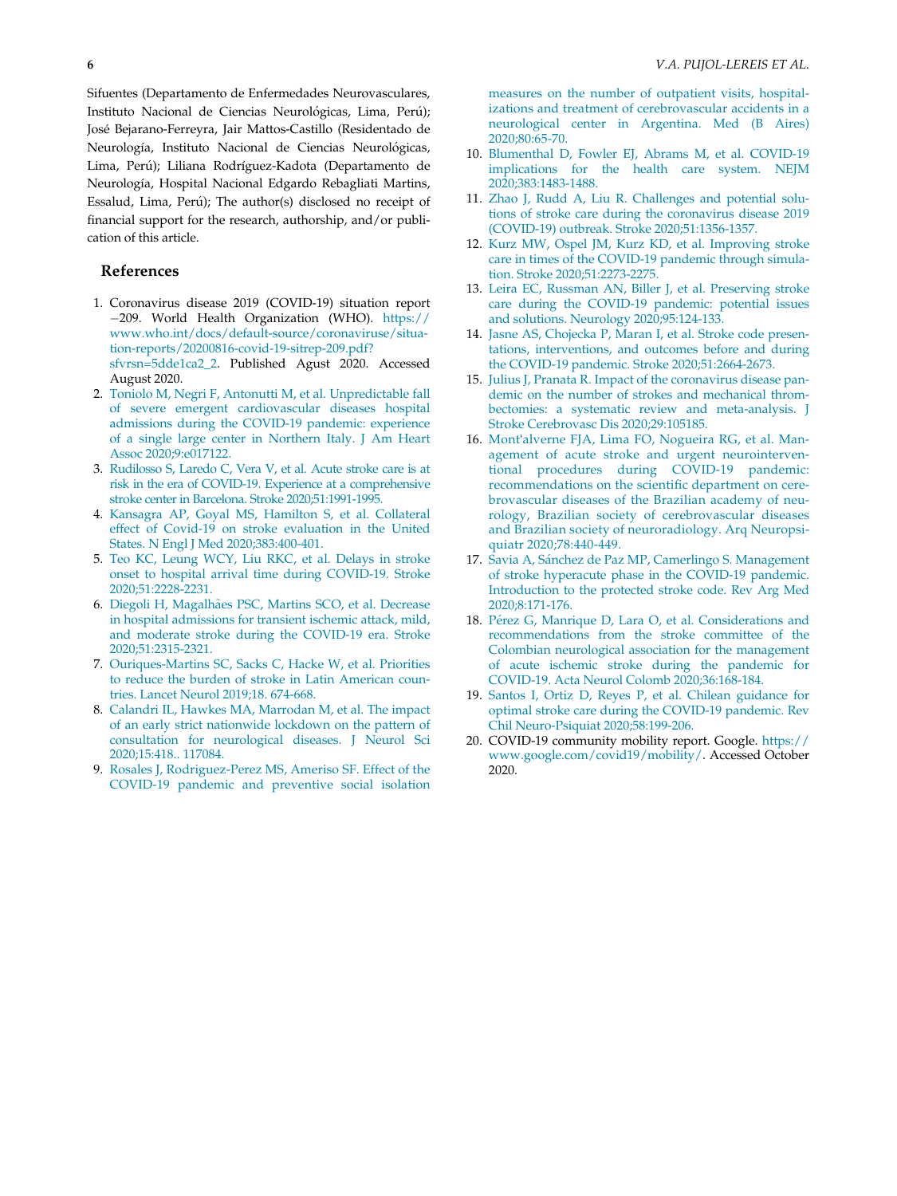Sifuentes (Departamento de Enfermedades Neurovasculares, Instituto Nacional de Ciencias Neurológicas, Lima, Perú); José Bejarano-Ferreyra, Jair Mattos-Castillo (Residentado de Neurología, Instituto Nacional de Ciencias Neurológicas, Lima, Perú); Liliana Rodríguez-Kadota (Departamento de Neurología, Hospital Nacional Edgardo Rebagliati Martins, Essalud, Lima, Perú); The author(s) disclosed no receipt of financial support for the research, authorship, and/or publication of this article.

## References

1. Coronavirus disease 2019 (COVID-19) situation report −209. World Health Organization (WHO). https://www.who.int/docs/default-source/coronaviruse/situation-reports/20200816-covid-19-sitrep-209.pdf?sfvrsn=5dde1ca2_2. Published Agust 2020. Accessed August 2020.
2. Toniolo M, Negri F, Antonutti M, et al. Unpredictable fall of severe emergent cardiovascular diseases hospital admissions during the COVID-19 pandemic: experience of a single large center in Northern Italy. J Am Heart Assoc 2020;9:e017122.
3. Rudilosso S, Laredo C, Vera V, et al. Acute stroke care is at risk in the era of COVID-19. Experience at a comprehensive stroke center in Barcelona. Stroke 2020;51:1991-1995.
4. Kansagra AP, Goyal MS, Hamilton S, et al. Collateral effect of Covid-19 on stroke evaluation in the United States. N Engl J Med 2020;383:400-401.
5. Teo KC, Leung WCY, Liu RKC, et al. Delays in stroke onset to hospital arrival time during COVID-19. Stroke 2020;51:2228-2231.
6. Diegoli H, Magalhães PSC, Martins SCO, et al. Decrease in hospital admissions for transient ischemic attack, mild, and moderate stroke during the COVID-19 era. Stroke 2020;51:2315-2321.
7. Ouriques-Martins SC, Sacks C, Hacke W, et al. Priorities to reduce the burden of stroke in Latin American countries. Lancet Neurol 2019;18. 674-668.
8. Calandri IL, Hawkes MA, Marrodan M, et al. The impact of an early strict nationwide lockdown on the pattern of consultation for neurological diseases. J Neurol Sci 2020;15:418.. 117084.
9. Rosales J, Rodriguez-Perez MS, Ameriso SF. Effect of the COVID-19 pandemic and preventive social isolation measures on the number of outpatient visits, hospitalizations and treatment of cerebrovascular accidents in a neurological center in Argentina. Med (B Aires) 2020;80:65-70.
10. Blumenthal D, Fowler EJ, Abrams M, et al. COVID-19 implications for the health care system. NEJM 2020;383:1483-1488.
11. Zhao J, Rudd A, Liu R. Challenges and potential solutions of stroke care during the coronavirus disease 2019 (COVID-19) outbreak. Stroke 2020;51:1356-1357.
12. Kurz MW, Ospel JM, Kurz KD, et al. Improving stroke care in times of the COVID-19 pandemic through simulation. Stroke 2020;51:2273-2275.
13. Leira EC, Russman AN, Biller J, et al. Preserving stroke care during the COVID-19 pandemic: potential issues and solutions. Neurology 2020;95:124-133.
14. Jasne AS, Chojecka P, Maran I, et al. Stroke code presentations, interventions, and outcomes before and during the COVID-19 pandemic. Stroke 2020;51:2664-2673.
15. Julius J, Pranata R. Impact of the coronavirus disease pandemic on the number of strokes and mechanical thrombectomies: a systematic review and meta-analysis. J Stroke Cerebrovasc Dis 2020;29:105185.
16. Mont'alverne FJA, Lima FO, Nogueira RG, et al. Management of acute stroke and urgent neurointerventional procedures during COVID-19 pandemic: recommendations on the scientific department on cerebrovascular diseases of the Brazilian academy of neurology, Brazilian society of cerebrovascular diseases and Brazilian society of neuroradiology. Arq Neuropsiquiatr 2020;78:440-449.
17. Savia A, Sánchez de Paz MP, Camerlingo S. Management of stroke hyperacute phase in the COVID-19 pandemic. Introduction to the protected stroke code. Rev Arg Med 2020;8:171-176.
18. Pérez G, Manrique D, Lara O, et al. Considerations and recommendations from the stroke committee of the Colombian neurological association for the management of acute ischemic stroke during the pandemic for COVID-19. Acta Neurol Colomb 2020;36:168-184.
19. Santos I, Ortiz D, Reyes P, et al. Chilean guidance for optimal stroke care during the COVID-19 pandemic. Rev Chil Neuro-Psiquiat 2020;58:199-206.
20. COVID-19 community mobility report. Google. https://www.google.com/covid19/mobility/. Accessed October 2020.